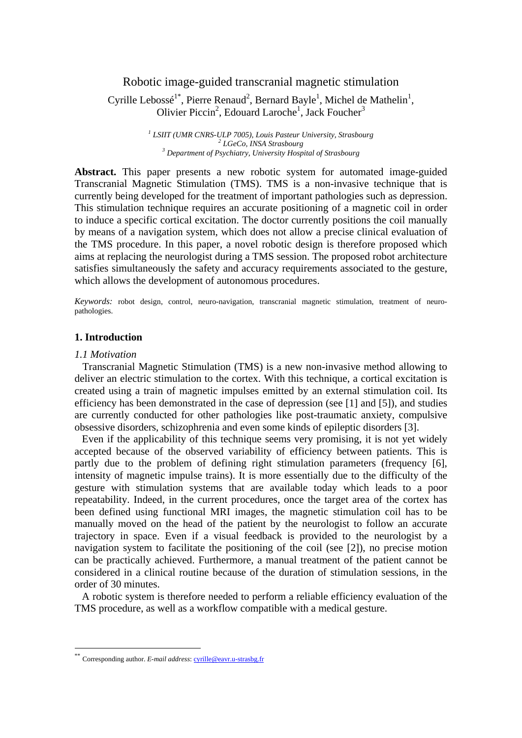# Robotic image-guided transcranial magnetic stimulation

Cyrille Lebossé[1*], Pierre Renaud[2], Bernard Bayle[1], Michel de Mathelin[1], Olivier Piccin[2], Edouard Laroche[1], Jack Foucher[3]

*[1] LSIIT (UMR CNRS-ULP 7005), Louis Pasteur University, Strasbourg*
*[2] LGeCo, INSA Strasbourg*
*[3] Department of Psychiatry, University Hospital of Strasbourg*

**Abstract.** This paper presents a new robotic system for automated image-guided Transcranial Magnetic Stimulation (TMS). TMS is a non-invasive technique that is currently being developed for the treatment of important pathologies such as depression. This stimulation technique requires an accurate positioning of a magnetic coil in order to induce a specific cortical excitation. The doctor currently positions the coil manually by means of a navigation system, which does not allow a precise clinical evaluation of the TMS procedure. In this paper, a novel robotic design is therefore proposed which aims at replacing the neurologist during a TMS session. The proposed robot architecture satisfies simultaneously the safety and accuracy requirements associated to the gesture, which allows the development of autonomous procedures.

*Keywords:* robot design, control, neuro-navigation, transcranial magnetic stimulation, treatment of neuro-pathologies.

## 1. Introduction

### *1.1 Motivation*

Transcranial Magnetic Stimulation (TMS) is a new non-invasive method allowing to deliver an electric stimulation to the cortex. With this technique, a cortical excitation is created using a train of magnetic impulses emitted by an external stimulation coil. Its efficiency has been demonstrated in the case of depression (see [1] and [5]), and studies are currently conducted for other pathologies like post-traumatic anxiety, compulsive obsessive disorders, schizophrenia and even some kinds of epileptic disorders [3].

Even if the applicability of this technique seems very promising, it is not yet widely accepted because of the observed variability of efficiency between patients. This is partly due to the problem of defining right stimulation parameters (frequency [6], intensity of magnetic impulse trains). It is more essentially due to the difficulty of the gesture with stimulation systems that are available today which leads to a poor repeatability. Indeed, in the current procedures, once the target area of the cortex has been defined using functional MRI images, the magnetic stimulation coil has to be manually moved on the head of the patient by the neurologist to follow an accurate trajectory in space. Even if a visual feedback is provided to the neurologist by a navigation system to facilitate the positioning of the coil (see [2]), no precise motion can be practically achieved. Furthermore, a manual treatment of the patient cannot be considered in a clinical routine because of the duration of stimulation sessions, in the order of 30 minutes.

A robotic system is therefore needed to perform a reliable efficiency evaluation of the TMS procedure, as well as a workflow compatible with a medical gesture.

---

[**] Corresponding author. *E-mail address*: cyrille@eavr.u-strasbg.fr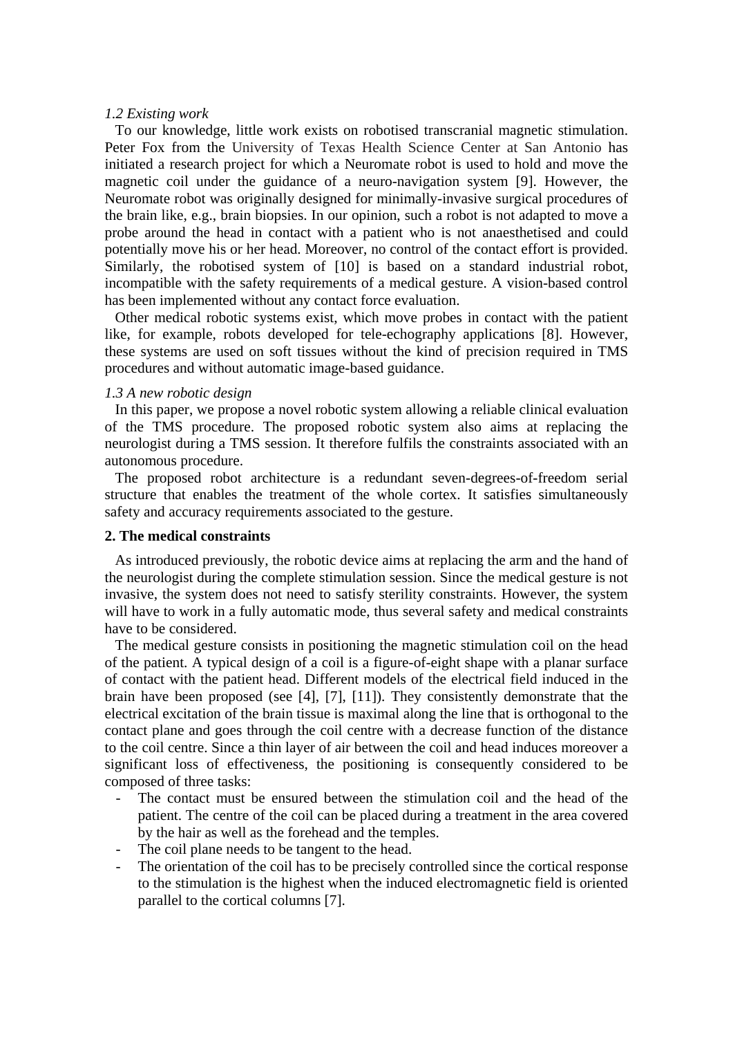*1.2 Existing work*

To our knowledge, little work exists on robotised transcranial magnetic stimulation. Peter Fox from the University of Texas Health Science Center at San Antonio has initiated a research project for which a Neuromate robot is used to hold and move the magnetic coil under the guidance of a neuro-navigation system [9]. However, the Neuromate robot was originally designed for minimally-invasive surgical procedures of the brain like, e.g., brain biopsies. In our opinion, such a robot is not adapted to move a probe around the head in contact with a patient who is not anaesthetised and could potentially move his or her head. Moreover, no control of the contact effort is provided. Similarly, the robotised system of [10] is based on a standard industrial robot, incompatible with the safety requirements of a medical gesture. A vision-based control has been implemented without any contact force evaluation.

Other medical robotic systems exist, which move probes in contact with the patient like, for example, robots developed for tele-echography applications [8]. However, these systems are used on soft tissues without the kind of precision required in TMS procedures and without automatic image-based guidance.

*1.3 A new robotic design*

In this paper, we propose a novel robotic system allowing a reliable clinical evaluation of the TMS procedure. The proposed robotic system also aims at replacing the neurologist during a TMS session. It therefore fulfils the constraints associated with an autonomous procedure.

The proposed robot architecture is a redundant seven-degrees-of-freedom serial structure that enables the treatment of the whole cortex. It satisfies simultaneously safety and accuracy requirements associated to the gesture.

## 2. The medical constraints

As introduced previously, the robotic device aims at replacing the arm and the hand of the neurologist during the complete stimulation session. Since the medical gesture is not invasive, the system does not need to satisfy sterility constraints. However, the system will have to work in a fully automatic mode, thus several safety and medical constraints have to be considered.

The medical gesture consists in positioning the magnetic stimulation coil on the head of the patient. A typical design of a coil is a figure-of-eight shape with a planar surface of contact with the patient head. Different models of the electrical field induced in the brain have been proposed (see [4], [7], [11]). They consistently demonstrate that the electrical excitation of the brain tissue is maximal along the line that is orthogonal to the contact plane and goes through the coil centre with a decrease function of the distance to the coil centre. Since a thin layer of air between the coil and head induces moreover a significant loss of effectiveness, the positioning is consequently considered to be composed of three tasks:

- The contact must be ensured between the stimulation coil and the head of the patient. The centre of the coil can be placed during a treatment in the area covered by the hair as well as the forehead and the temples.
- The coil plane needs to be tangent to the head.
- The orientation of the coil has to be precisely controlled since the cortical response to the stimulation is the highest when the induced electromagnetic field is oriented parallel to the cortical columns [7].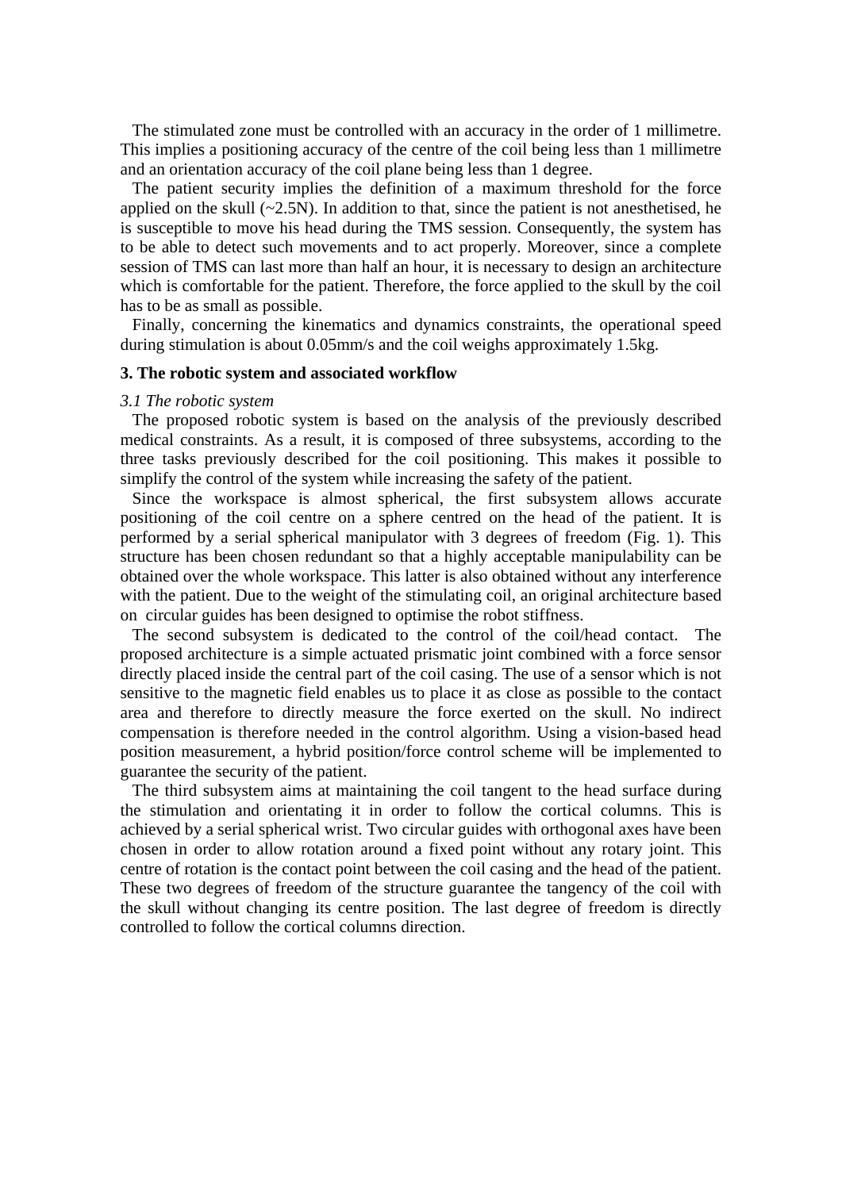The stimulated zone must be controlled with an accuracy in the order of 1 millimetre. This implies a positioning accuracy of the centre of the coil being less than 1 millimetre and an orientation accuracy of the coil plane being less than 1 degree.

The patient security implies the definition of a maximum threshold for the force applied on the skull (~2.5N). In addition to that, since the patient is not anesthetised, he is susceptible to move his head during the TMS session. Consequently, the system has to be able to detect such movements and to act properly. Moreover, since a complete session of TMS can last more than half an hour, it is necessary to design an architecture which is comfortable for the patient. Therefore, the force applied to the skull by the coil has to be as small as possible.

Finally, concerning the kinematics and dynamics constraints, the operational speed during stimulation is about 0.05mm/s and the coil weighs approximately 1.5kg.

## 3. The robotic system and associated workflow

### *3.1 The robotic system*

The proposed robotic system is based on the analysis of the previously described medical constraints. As a result, it is composed of three subsystems, according to the three tasks previously described for the coil positioning. This makes it possible to simplify the control of the system while increasing the safety of the patient.

Since the workspace is almost spherical, the first subsystem allows accurate positioning of the coil centre on a sphere centred on the head of the patient. It is performed by a serial spherical manipulator with 3 degrees of freedom (Fig. 1). This structure has been chosen redundant so that a highly acceptable manipulability can be obtained over the whole workspace. This latter is also obtained without any interference with the patient. Due to the weight of the stimulating coil, an original architecture based on circular guides has been designed to optimise the robot stiffness.

The second subsystem is dedicated to the control of the coil/head contact. The proposed architecture is a simple actuated prismatic joint combined with a force sensor directly placed inside the central part of the coil casing. The use of a sensor which is not sensitive to the magnetic field enables us to place it as close as possible to the contact area and therefore to directly measure the force exerted on the skull. No indirect compensation is therefore needed in the control algorithm. Using a vision-based head position measurement, a hybrid position/force control scheme will be implemented to guarantee the security of the patient.

The third subsystem aims at maintaining the coil tangent to the head surface during the stimulation and orientating it in order to follow the cortical columns. This is achieved by a serial spherical wrist. Two circular guides with orthogonal axes have been chosen in order to allow rotation around a fixed point without any rotary joint. This centre of rotation is the contact point between the coil casing and the head of the patient. These two degrees of freedom of the structure guarantee the tangency of the coil with the skull without changing its centre position. The last degree of freedom is directly controlled to follow the cortical columns direction.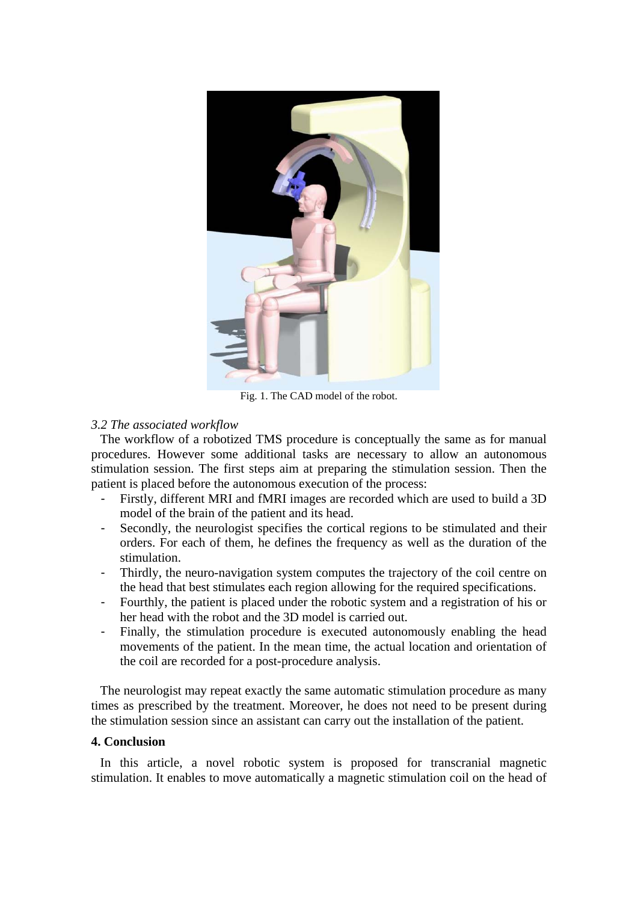Fig. 1. The CAD model of the robot.

*3.2 The associated workflow*

The workflow of a robotized TMS procedure is conceptually the same as for manual procedures. However some additional tasks are necessary to allow an autonomous stimulation session. The first steps aim at preparing the stimulation session. Then the patient is placed before the autonomous execution of the process:

- Firstly, different MRI and fMRI images are recorded which are used to build a 3D model of the brain of the patient and its head.
- Secondly, the neurologist specifies the cortical regions to be stimulated and their orders. For each of them, he defines the frequency as well as the duration of the stimulation.
- Thirdly, the neuro-navigation system computes the trajectory of the coil centre on the head that best stimulates each region allowing for the required specifications.
- Fourthly, the patient is placed under the robotic system and a registration of his or her head with the robot and the 3D model is carried out.
- Finally, the stimulation procedure is executed autonomously enabling the head movements of the patient. In the mean time, the actual location and orientation of the coil are recorded for a post-procedure analysis.

The neurologist may repeat exactly the same automatic stimulation procedure as many times as prescribed by the treatment. Moreover, he does not need to be present during the stimulation session since an assistant can carry out the installation of the patient.

## 4. Conclusion

In this article, a novel robotic system is proposed for transcranial magnetic stimulation. It enables to move automatically a magnetic stimulation coil on the head of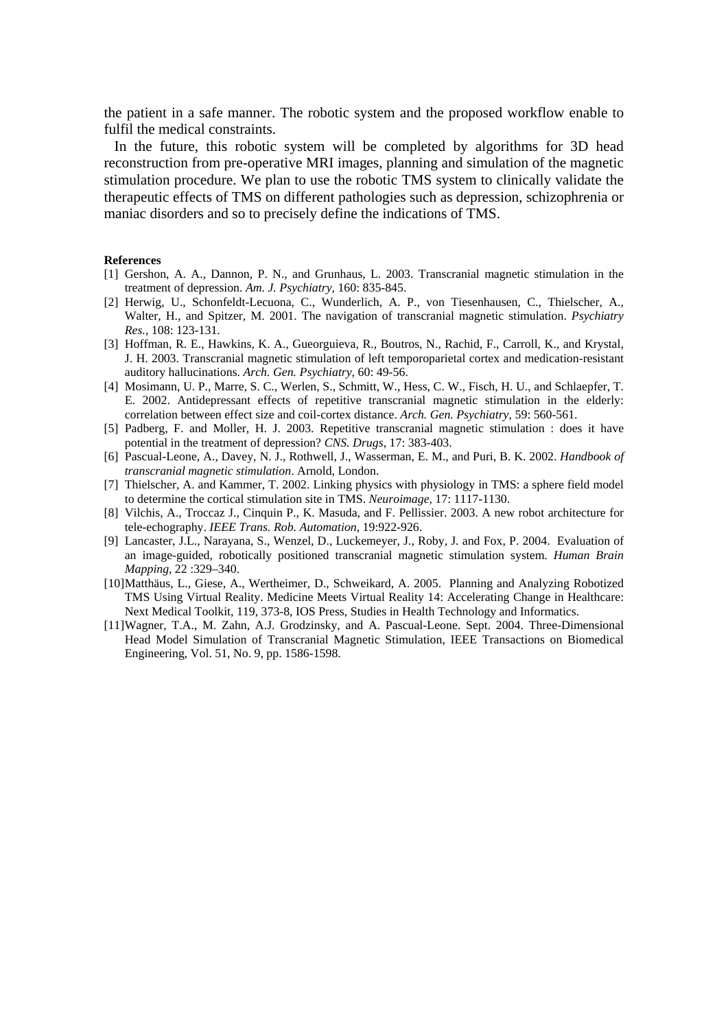the patient in a safe manner. The robotic system and the proposed workflow enable to fulfil the medical constraints.

In the future, this robotic system will be completed by algorithms for 3D head reconstruction from pre-operative MRI images, planning and simulation of the magnetic stimulation procedure. We plan to use the robotic TMS system to clinically validate the therapeutic effects of TMS on different pathologies such as depression, schizophrenia or maniac disorders and so to precisely define the indications of TMS.

**References**

[1] Gershon, A. A., Dannon, P. N., and Grunhaus, L. 2003. Transcranial magnetic stimulation in the treatment of depression. *Am. J. Psychiatry,* 160: 835-845.

[2] Herwig, U., Schonfeldt-Lecuona, C., Wunderlich, A. P., von Tiesenhausen, C., Thielscher, A., Walter, H., and Spitzer, M. 2001. The navigation of transcranial magnetic stimulation. *Psychiatry Res.,* 108: 123-131.

[3] Hoffman, R. E., Hawkins, K. A., Gueorguieva, R., Boutros, N., Rachid, F., Carroll, K., and Krystal, J. H. 2003. Transcranial magnetic stimulation of left temporoparietal cortex and medication-resistant auditory hallucinations. *Arch. Gen. Psychiatry,* 60: 49-56.

[4] Mosimann, U. P., Marre, S. C., Werlen, S., Schmitt, W., Hess, C. W., Fisch, H. U., and Schlaepfer, T. E. 2002. Antidepressant effects of repetitive transcranial magnetic stimulation in the elderly: correlation between effect size and coil-cortex distance. *Arch. Gen. Psychiatry,* 59: 560-561.

[5] Padberg, F. and Moller, H. J. 2003. Repetitive transcranial magnetic stimulation : does it have potential in the treatment of depression? *CNS. Drugs,* 17: 383-403.

[6] Pascual-Leone, A., Davey, N. J., Rothwell, J., Wasserman, E. M., and Puri, B. K. 2002. *Handbook of transcranial magnetic stimulation*. Arnold, London.

[7] Thielscher, A. and Kammer, T. 2002. Linking physics with physiology in TMS: a sphere field model to determine the cortical stimulation site in TMS. *Neuroimage,* 17: 1117-1130.

[8] Vilchis, A., Troccaz J., Cinquin P., K. Masuda, and F. Pellissier. 2003. A new robot architecture for tele-echography. *IEEE Trans. Rob. Automation,* 19:922-926.

[9] Lancaster, J.L., Narayana, S., Wenzel, D., Luckemeyer, J., Roby, J. and Fox, P. 2004. Evaluation of an image-guided, robotically positioned transcranial magnetic stimulation system. *Human Brain Mapping*, 22 :329–340.

[10] Matthäus, L., Giese, A., Wertheimer, D., Schweikard, A. 2005. Planning and Analyzing Robotized TMS Using Virtual Reality. Medicine Meets Virtual Reality 14: Accelerating Change in Healthcare: Next Medical Toolkit, 119, 373-8, IOS Press, Studies in Health Technology and Informatics.

[11] Wagner, T.A., M. Zahn, A.J. Grodzinsky, and A. Pascual-Leone. Sept. 2004. Three-Dimensional Head Model Simulation of Transcranial Magnetic Stimulation, IEEE Transactions on Biomedical Engineering, Vol. 51, No. 9, pp. 1586-1598.